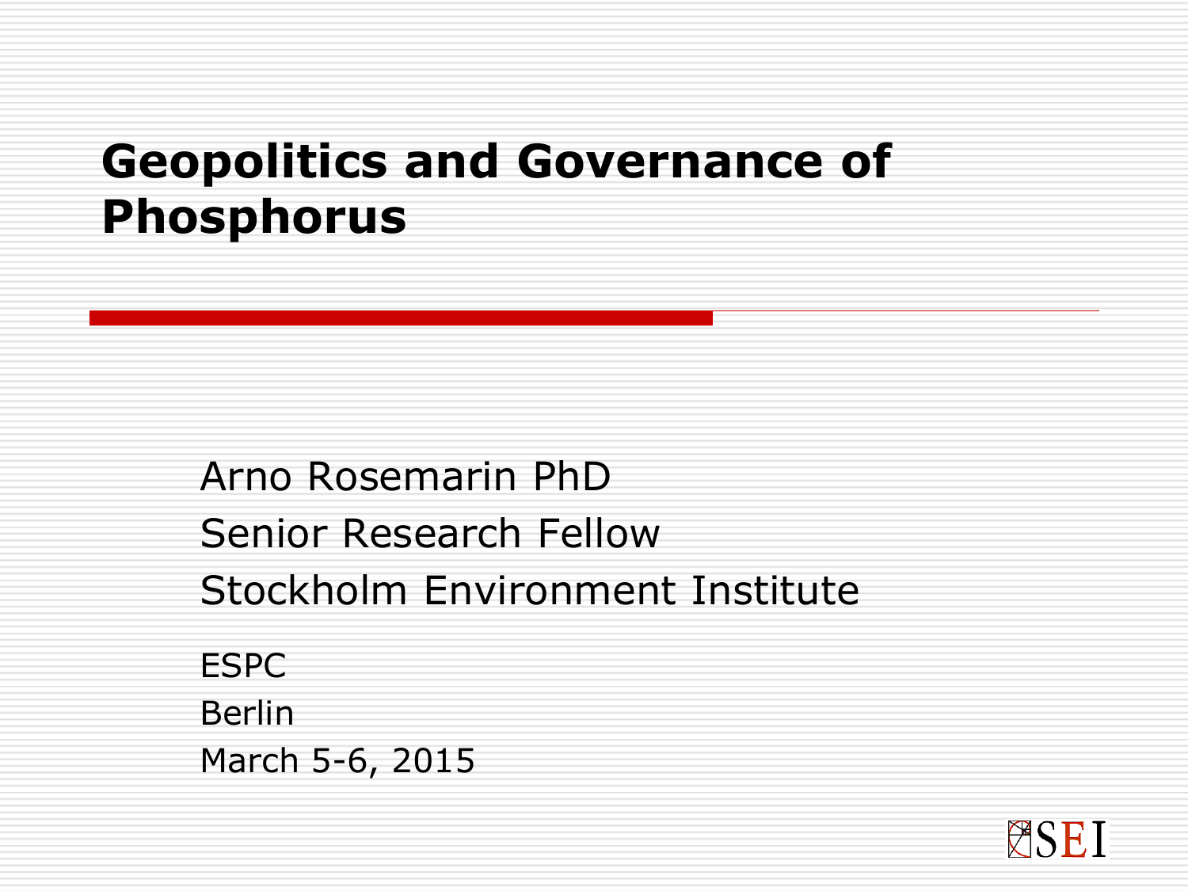# Geopolitics and Governance of Phosphorus

Arno Rosemarin PhD

Senior Research Fellow

Stockholm Environment Institute

ESPC

Berlin

March 5-6, 2015

SEI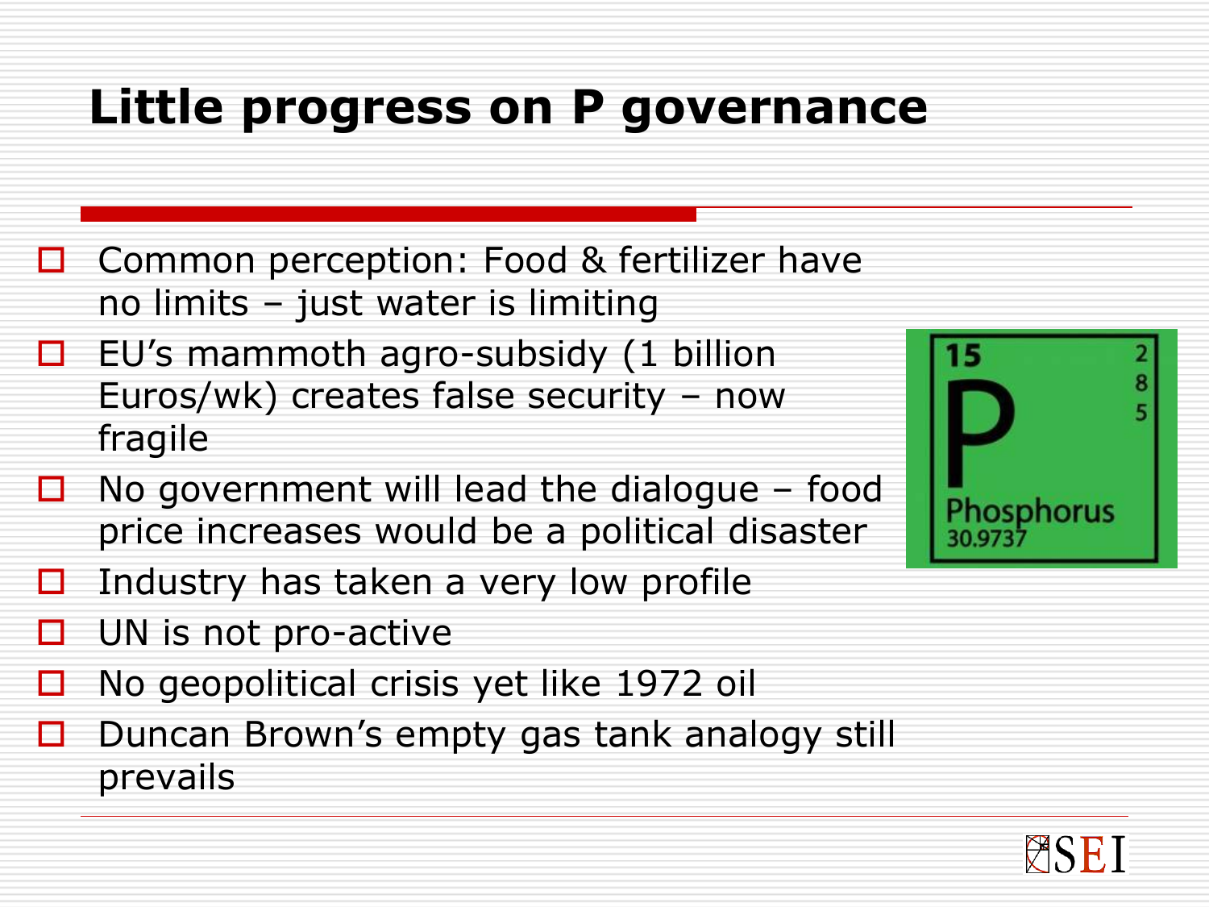# Little progress on P governance

- Common perception: Food & fertilizer have no limits – just water is limiting
- EU's mammoth agro-subsidy (1 billion Euros/wk) creates false security – now fragile
- No government will lead the dialogue – food price increases would be a political disaster
- Industry has taken a very low profile
- UN is not pro-active
- No geopolitical crisis yet like 1972 oil
- Duncan Brown's empty gas tank analogy still prevails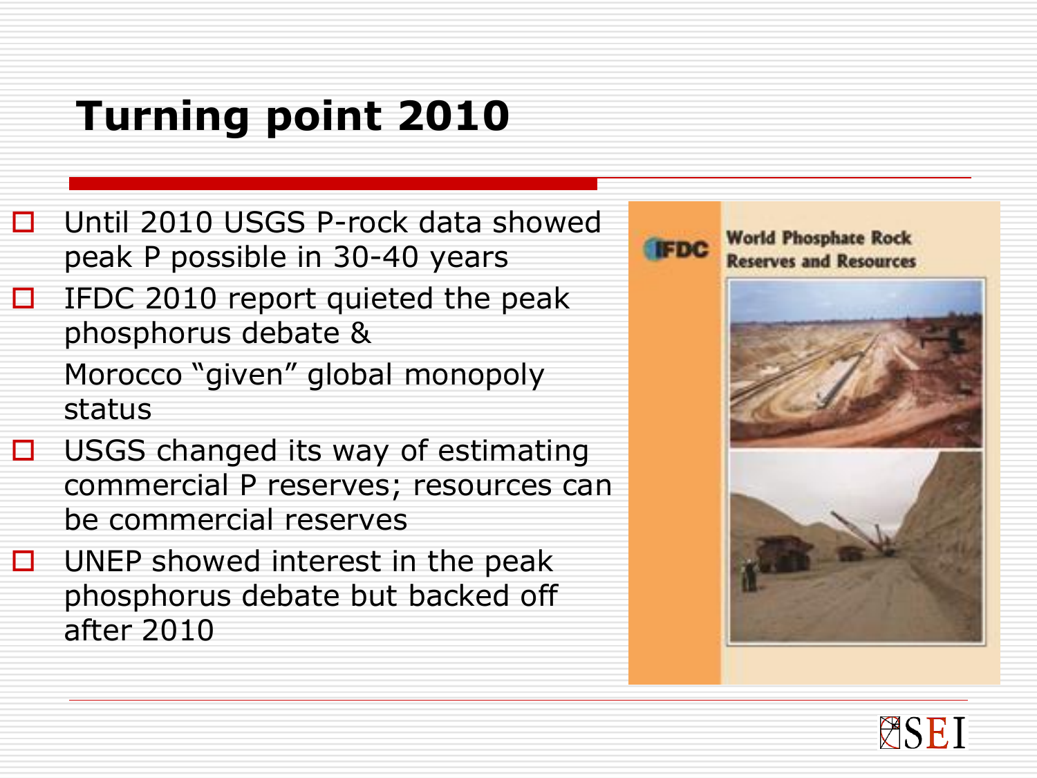# Turning point 2010

- Until 2010 USGS P-rock data showed peak P possible in 30-40 years
- IFDC 2010 report quieted the peak phosphorus debate &

  Morocco "given" global monopoly status
- USGS changed its way of estimating commercial P reserves; resources can be commercial reserves
- UNEP showed interest in the peak phosphorus debate but backed off after 2010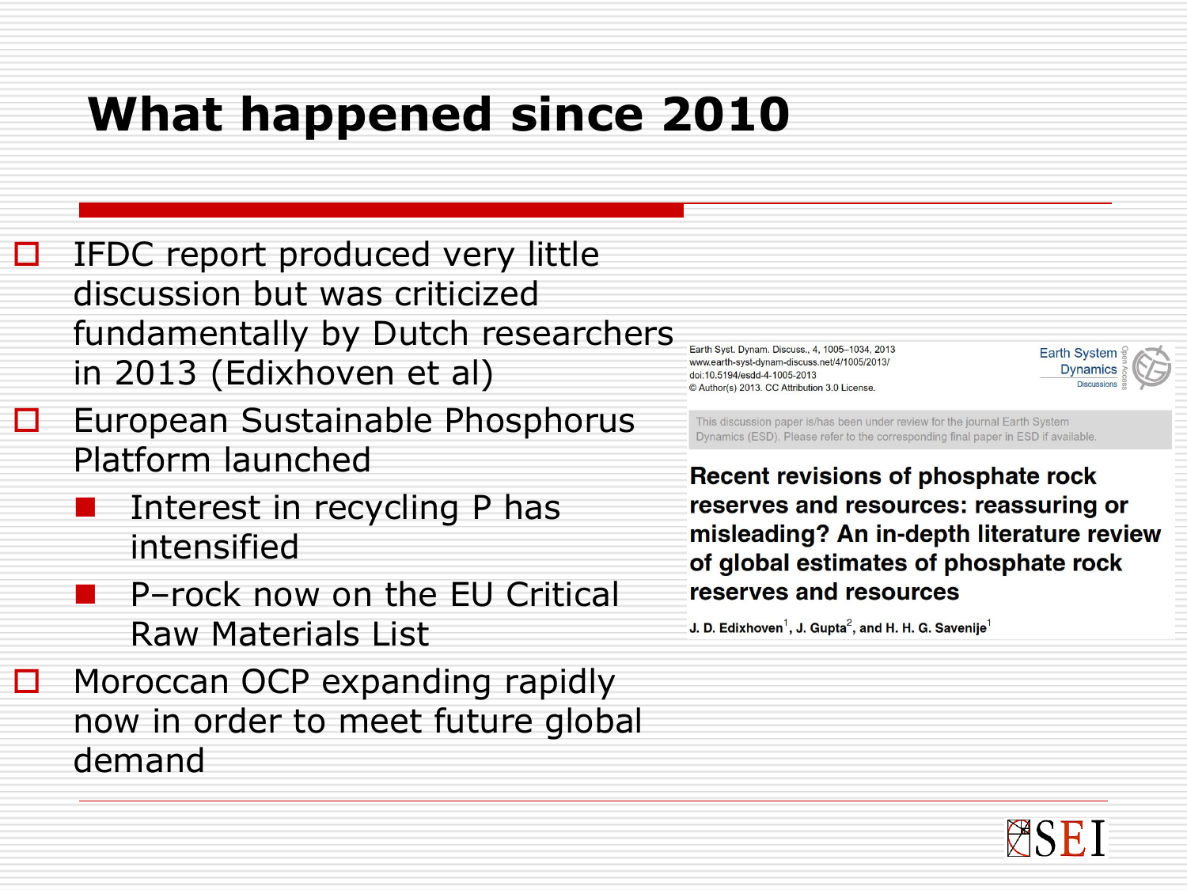# What happened since 2010

- IFDC report produced very little discussion but was criticized fundamentally by Dutch researchers in 2013 (Edixhoven et al)
- European Sustainable Phosphorus Platform launched
  - Interest in recycling P has intensified
  - P–rock now on the EU Critical Raw Materials List
- Moroccan OCP expanding rapidly now in order to meet future global demand

Earth Syst. Dynam. Discuss., 4, 1005–1034, 2013
www.earth-syst-dynam-discuss.net/4/1005/2013/
doi:10.5194/esdd-4-1005-2013
© Author(s) 2013. CC Attribution 3.0 License.

Earth System Dynamics Discussions

This discussion paper is/has been under review for the journal Earth System Dynamics (ESD). Please refer to the corresponding final paper in ESD if available.

**Recent revisions of phosphate rock reserves and resources: reassuring or misleading? An in-depth literature review of global estimates of phosphate rock reserves and resources**

J. D. Edixhoven[1], J. Gupta[2], and H. H. G. Savenije[1]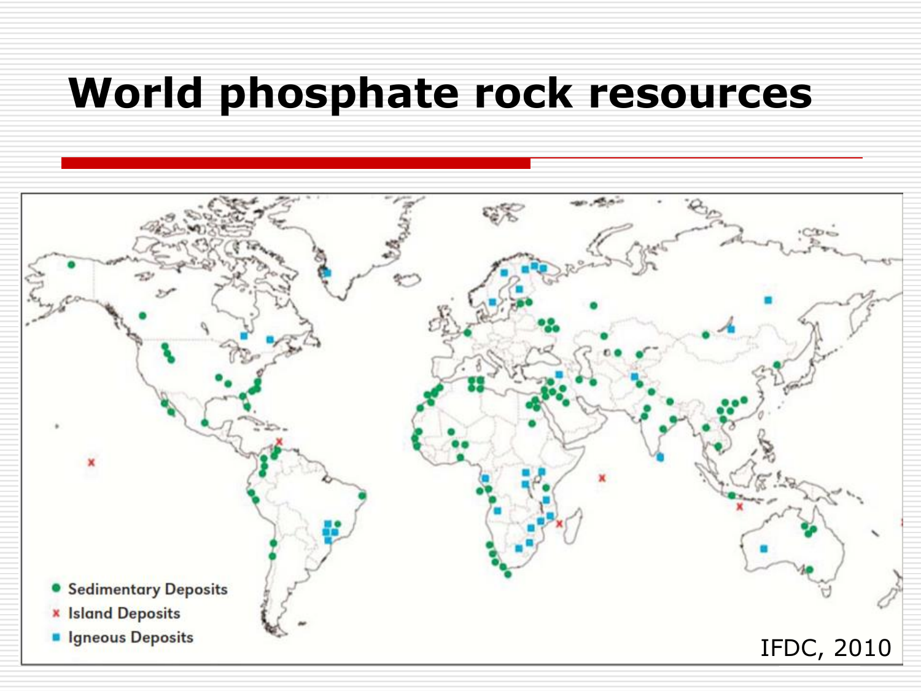# World phosphate rock resources

- Sedimentary Deposits
- Island Deposits
- Igneous Deposits

IFDC, 2010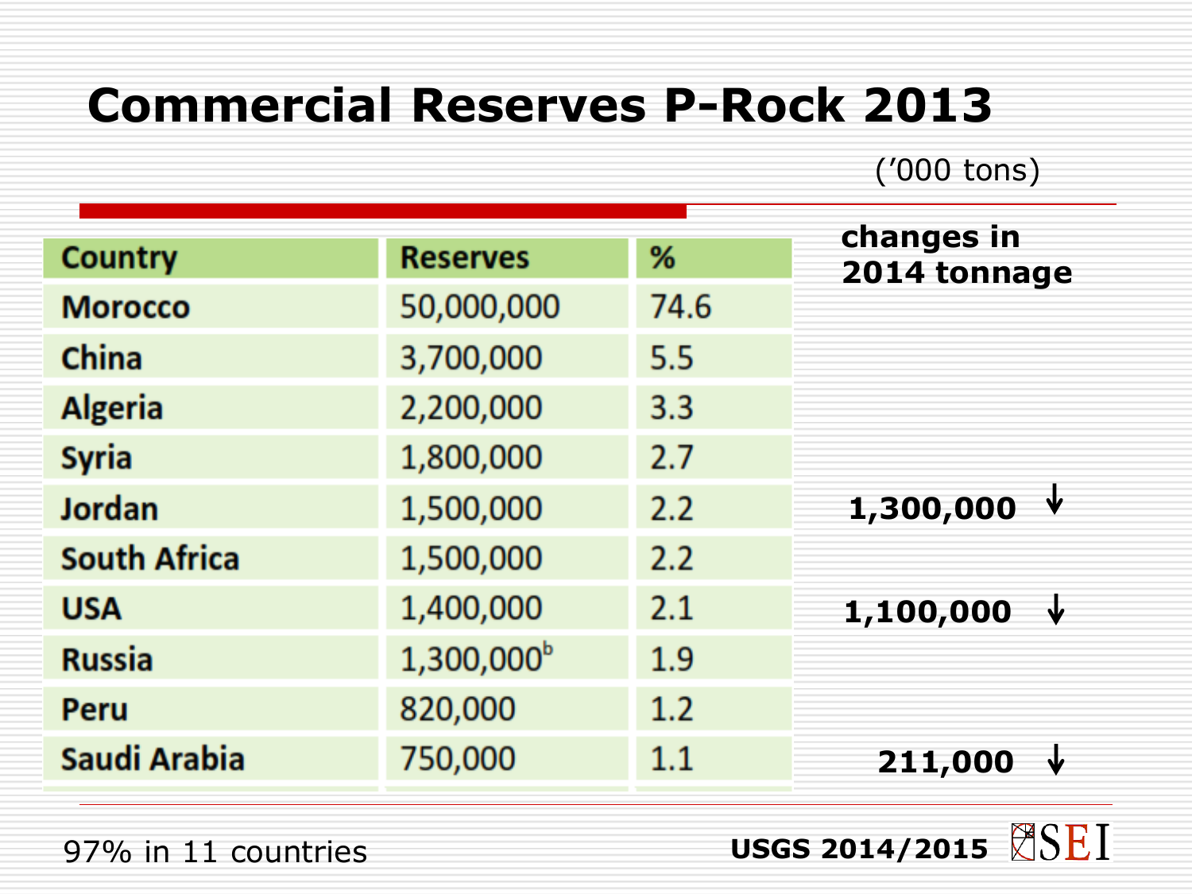# Commercial Reserves P-Rock 2013

('000 tons)

| Country | Reserves | % | changes in 2014 tonnage |
|---|---|---|---|
| Morocco | 50,000,000 | 74.6 | |
| China | 3,700,000 | 5.5 | |
| Algeria | 2,200,000 | 3.3 | |
| Syria | 1,800,000 | 2.7 | |
| Jordan | 1,500,000 | 2.2 | **1,300,000** ↓ |
| South Africa | 1,500,000 | 2.2 | |
| USA | 1,400,000 | 2.1 | **1,100,000** ↓ |
| Russia | 1,300,000[b] | 1.9 | |
| Peru | 820,000 | 1.2 | |
| Saudi Arabia | 750,000 | 1.1 | **211,000** ↓ |

97% in 11 countries

**USGS 2014/2015**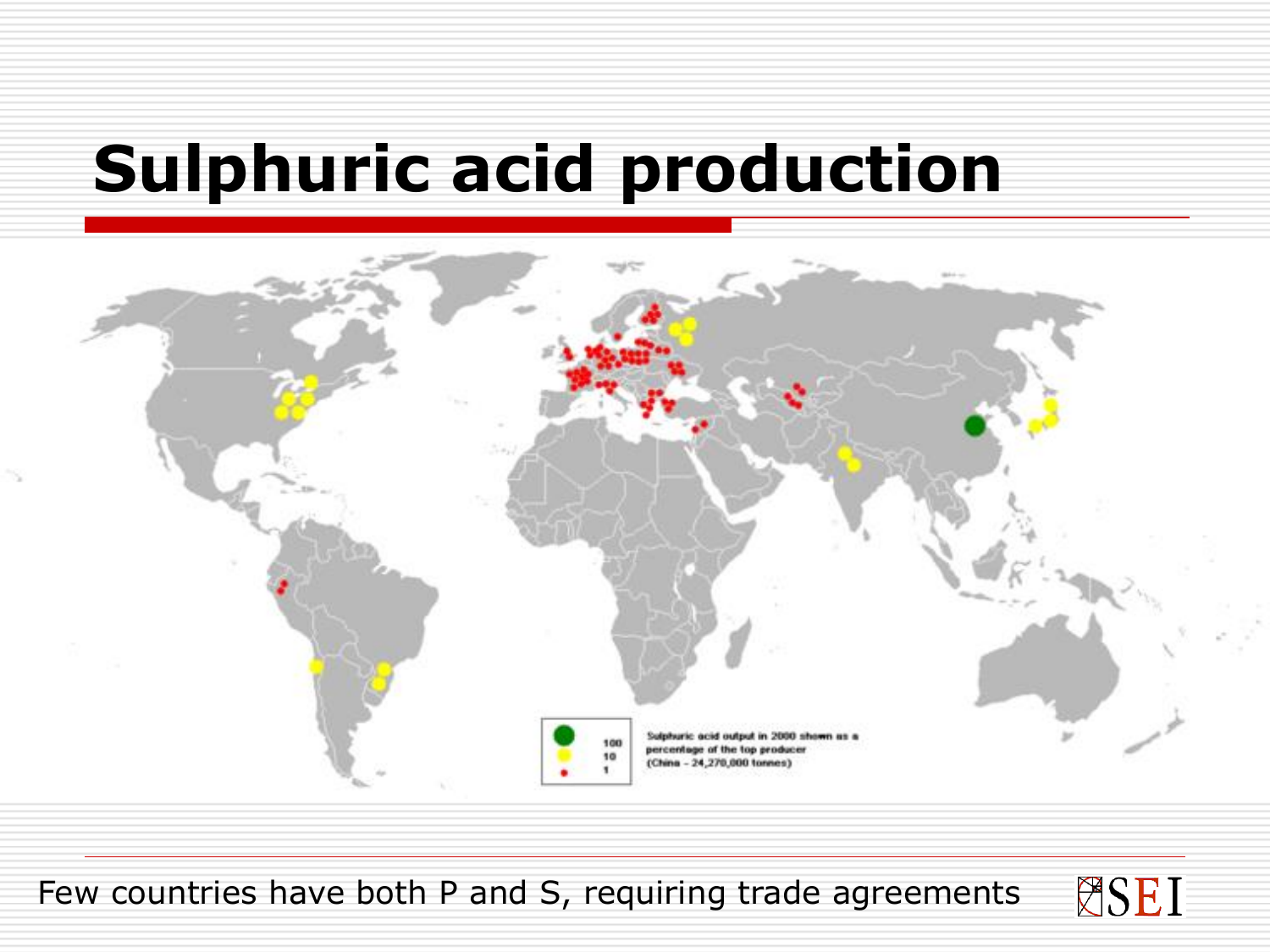# Sulphuric acid production

| | | |
|---|---|---|
| ● | 100 | Sulphuric acid output in 2000 shown as a percentage of the top producer (China - 24,270,000 tonnes) |
| ● | 10 | |
| • | 1 | |

Few countries have both P and S, requiring trade agreements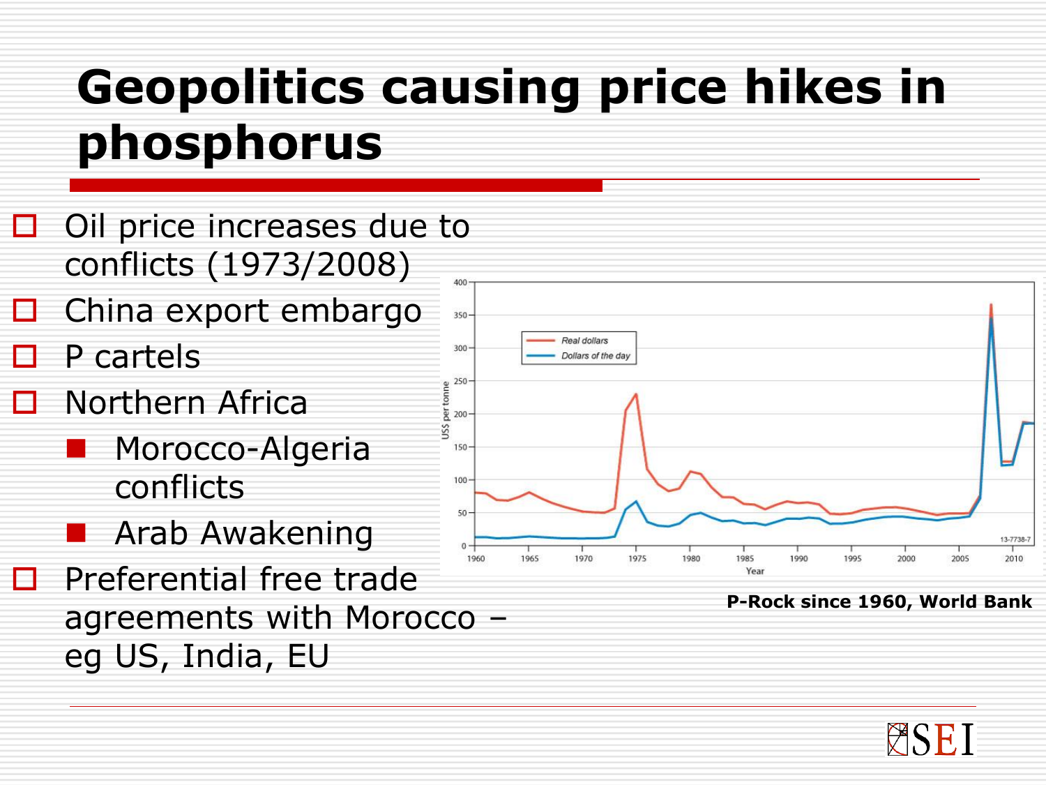# Geopolitics causing price hikes in phosphorus

- Oil price increases due to conflicts (1973/2008)
- China export embargo
- P cartels
- Northern Africa
  - Morocco-Algeria conflicts
  - Arab Awakening
- Preferential free trade agreements with Morocco – eg US, India, EU

**P-Rock since 1960, World Bank**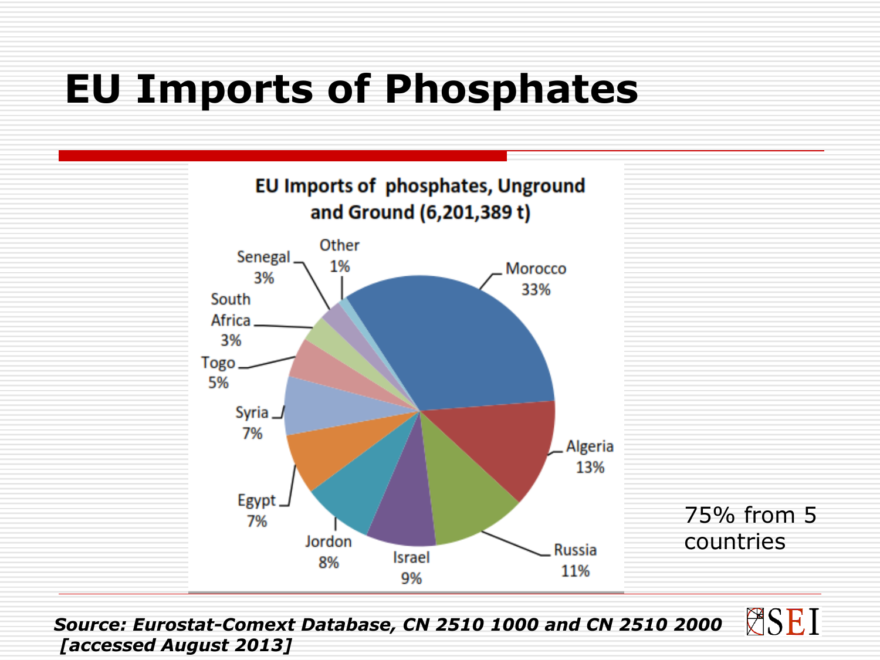# EU Imports of Phosphates

**EU Imports of phosphates, Unground and Ground (6,201,389 t)**

| Country | Share |
|---|---|
| Morocco | 33% |
| Algeria | 13% |
| Russia | 11% |
| Israel | 9% |
| Jordon | 8% |
| Egypt | 7% |
| Syria | 7% |
| Togo | 5% |
| South Africa | 3% |
| Senegal | 3% |
| Other | 1% |

75% from 5 countries

***Source: Eurostat-Comext Database, CN 2510 1000 and CN 2510 2000 [accessed August 2013]***

SEI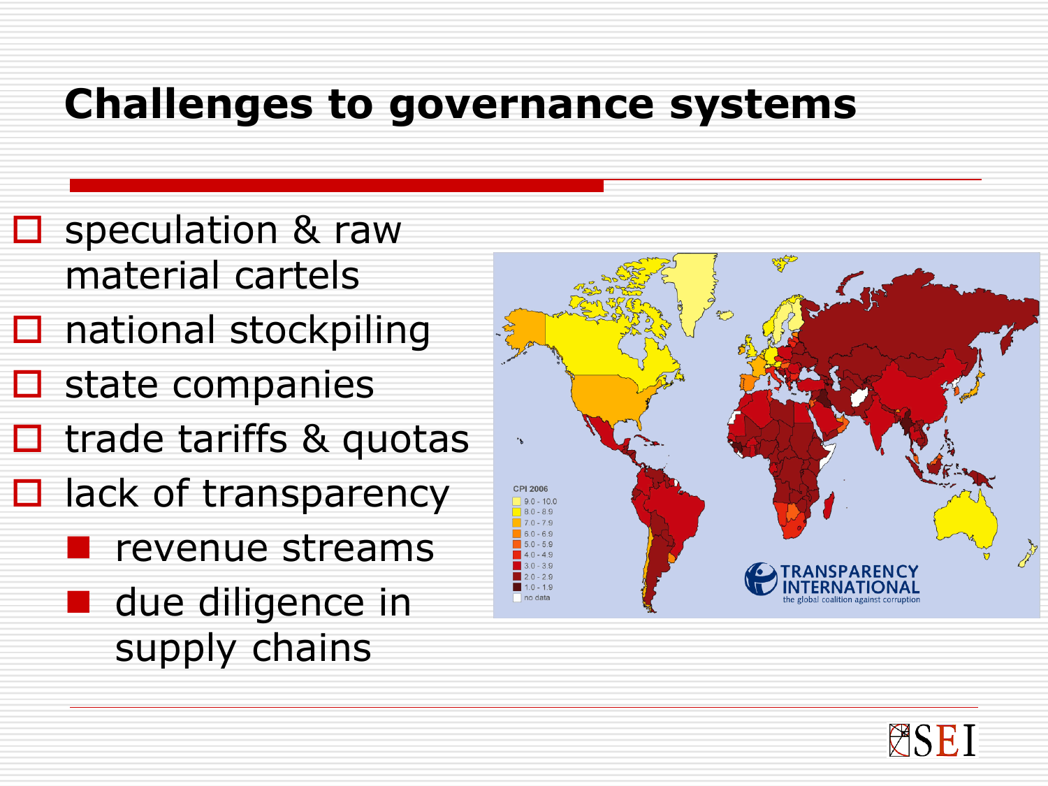# Challenges to governance systems

- speculation & raw material cartels
- national stockpiling
- state companies
- trade tariffs & quotas
- lack of transparency
  - revenue streams
  - due diligence in supply chains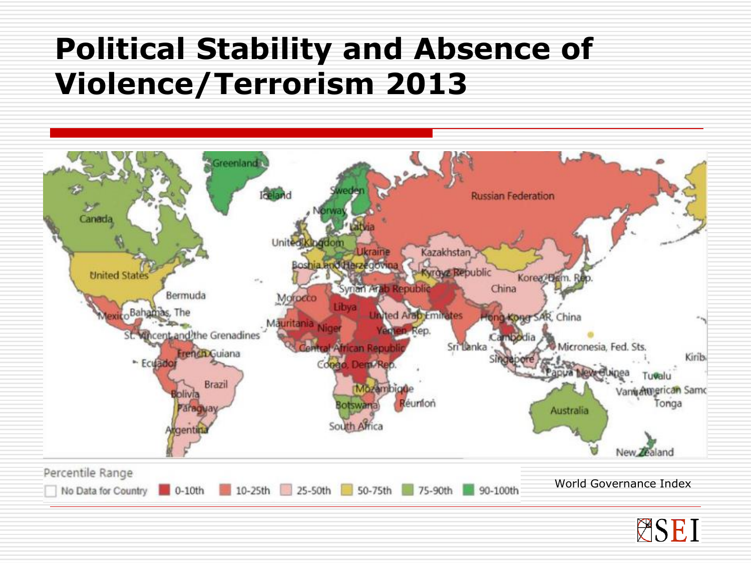# Political Stability and Absence of Violence/Terrorism 2013

Percentile Range

No Data for Country | 0-10th | 10-25th | 25-50th | 50-75th | 75-90th | 90-100th

World Governance Index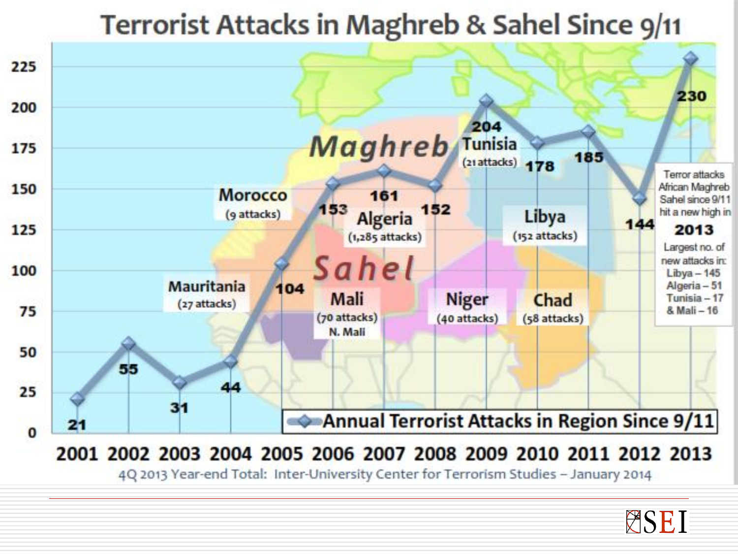# Terrorist Attacks in Maghreb & Sahel Since 9/11

| Year | Annual Terrorist Attacks in Region Since 9/11 |
|---|---|
| 2001 | 21 |
| 2002 | 55 |
| 2003 | 31 |
| 2004 | 44 |
| 2005 | 104 |
| 2006 | 153 |
| 2007 | 161 |
| 2008 | 152 |
| 2009 | 204 |
| 2010 | 178 |
| 2011 | 185 |
| 2012 | 144 |
| 2013 | 230 |

Maghreb

Sahel

Morocco (9 attacks)

Algeria (1,285 attacks)

Tunisia (21 attacks)

Libya (152 attacks)

Mauritania (27 attacks)

Mali (70 attacks) N. Mali

Niger (40 attacks)

Chad (58 attacks)

Terror attacks African Maghreb Sahel since 9/11 hit a new high in **2013**

Largest no. of new attacks in: Libya – 145, Algeria – 51, Tunisia – 17 & Mali – 16

4Q 2013 Year-end Total: Inter-University Center for Terrorism Studies – January 2014

SEI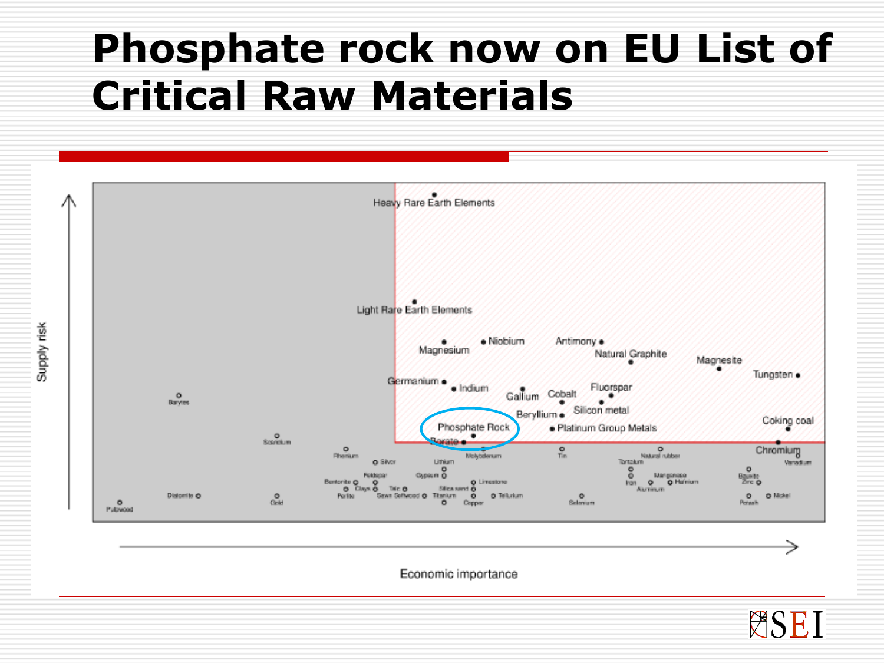# Phosphate rock now on EU List of Critical Raw Materials

Supply risk

Heavy Rare Earth Elements

Light Rare Earth Elements

Magnesium

Niobium

Antimony

Natural Graphite

Magnesite

Tungsten

Germanium

Indium

Gallium

Cobalt

Fluorspar

Beryllium

Silicon metal

Phosphate Rock

Platinum Group Metals

Coking coal

Borate

Chromium

Barytes

Scandium

Rhenium

Silver

Lithium

Molybdenum

Tin

Natural rubber

Tantalum

Vanadium

Feldspar

Gypsum

Bentonite

Clays

Talc

Limestone

Silica sand

Magnesite

Hafnium

Iron

Aluminium

Bauxite

Zinc

Diatomite

Gold

Perlite

Sawn Softwood

Titanium

Tellurium

Copper

Selenium

Potash

Nickel

Pulpwood

Economic importance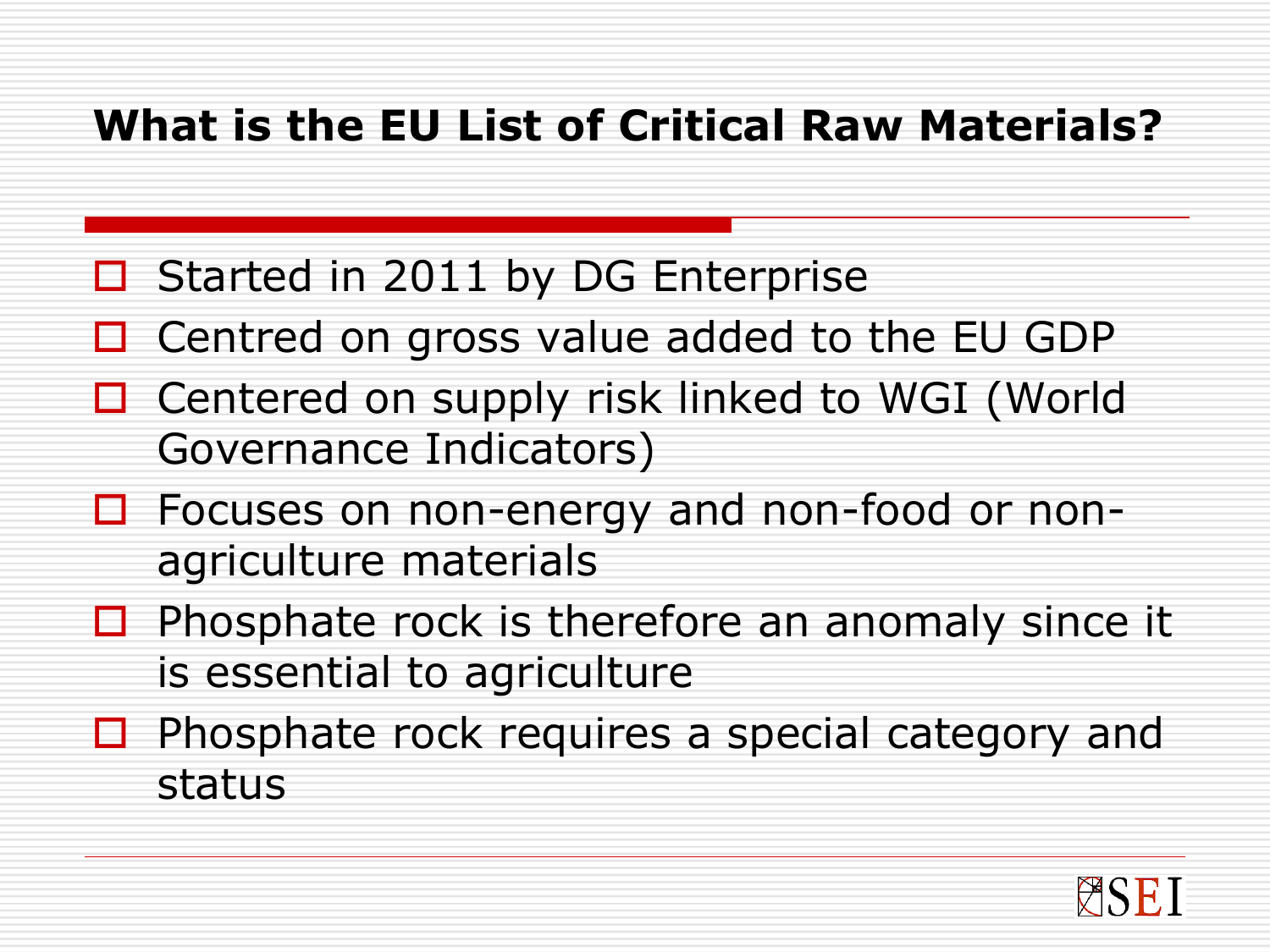## What is the EU List of Critical Raw Materials?

- Started in 2011 by DG Enterprise
- Centred on gross value added to the EU GDP
- Centered on supply risk linked to WGI (World Governance Indicators)
- Focuses on non-energy and non-food or non-agriculture materials
- Phosphate rock is therefore an anomaly since it is essential to agriculture
- Phosphate rock requires a special category and status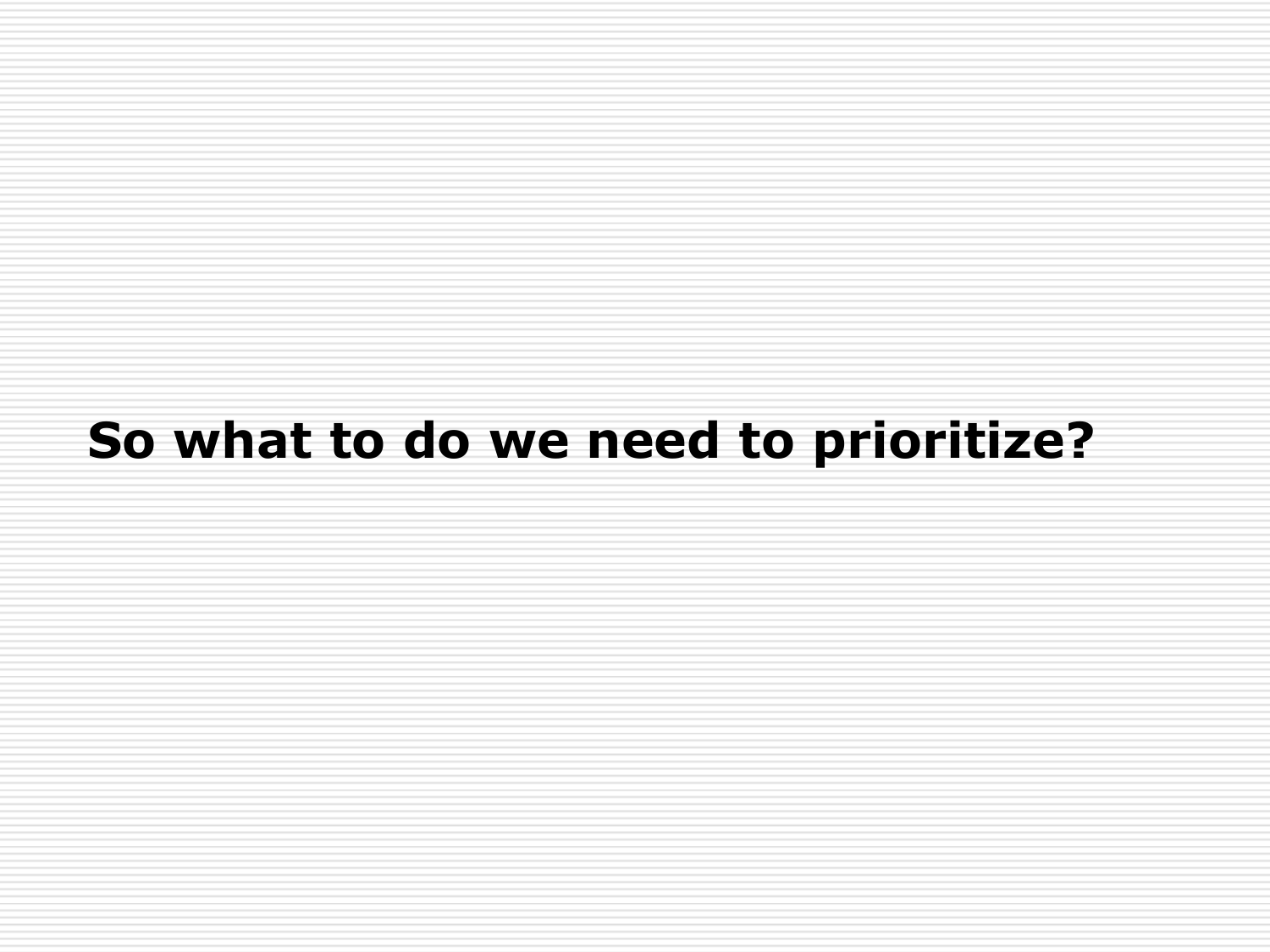# So what to do we need to prioritize?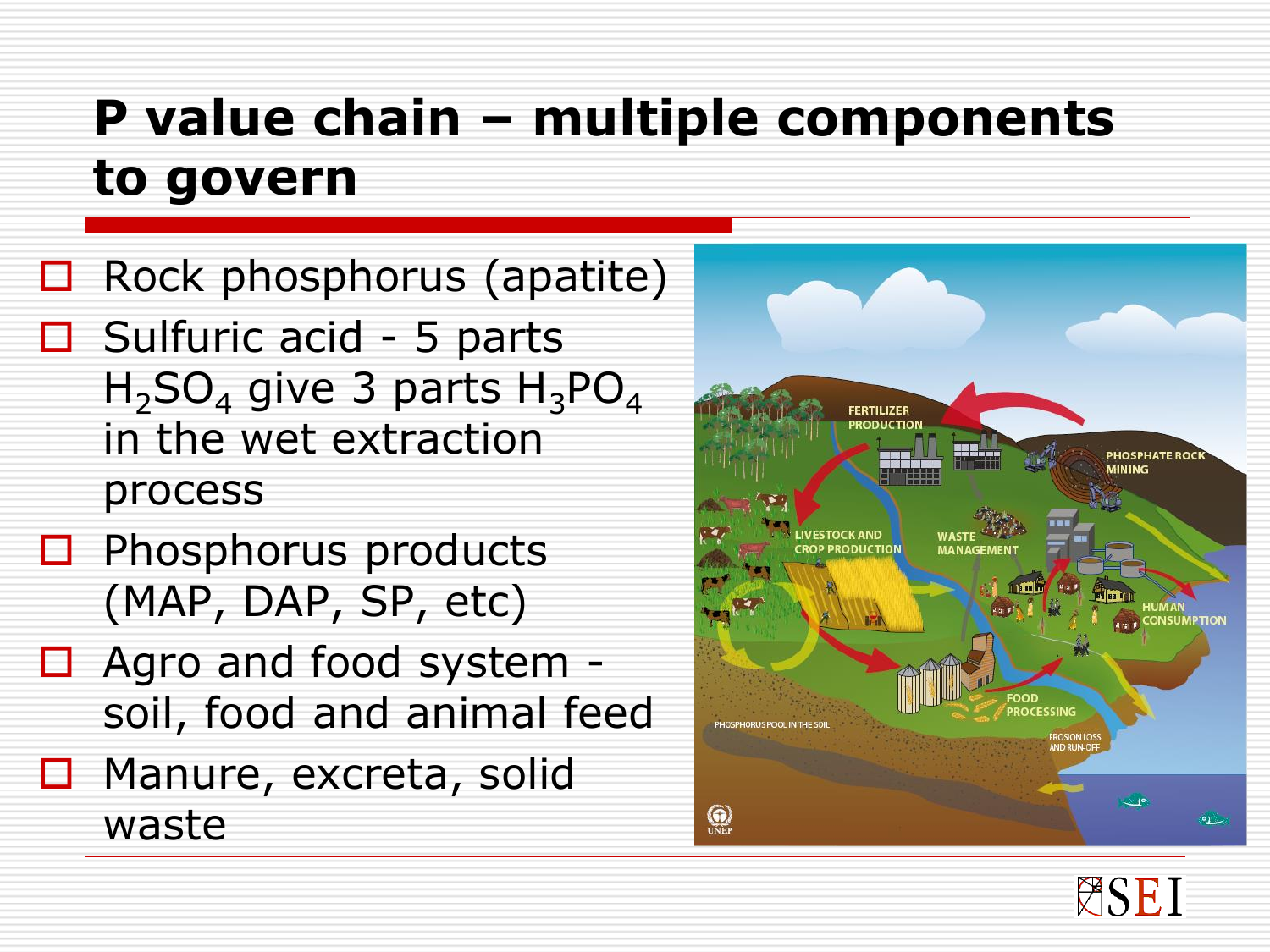# P value chain – multiple components to govern

- Rock phosphorus (apatite)
- Sulfuric acid - 5 parts $H_2SO_4$ give 3 parts $H_3PO_4$ in the wet extraction process
- Phosphorus products (MAP, DAP, SP, etc)
- Agro and food system - soil, food and animal feed
- Manure, excreta, solid waste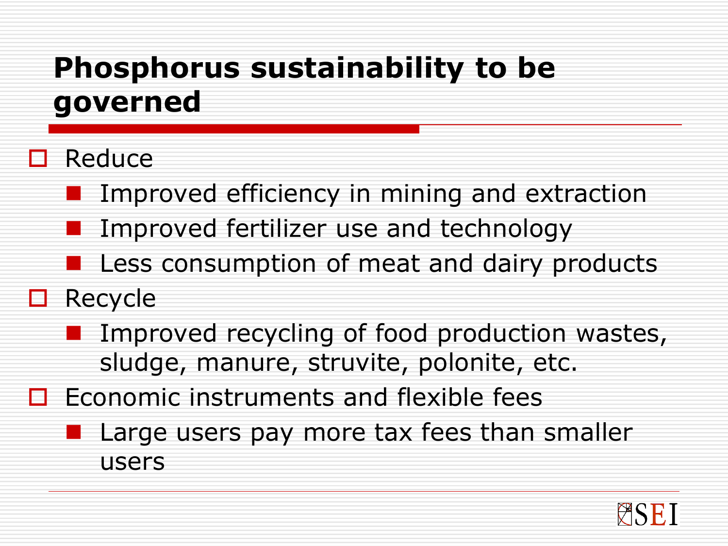# Phosphorus sustainability to be governed

- Reduce
  - Improved efficiency in mining and extraction
  - Improved fertilizer use and technology
  - Less consumption of meat and dairy products
- Recycle
  - Improved recycling of food production wastes, sludge, manure, struvite, polonite, etc.
- Economic instruments and flexible fees
  - Large users pay more tax fees than smaller users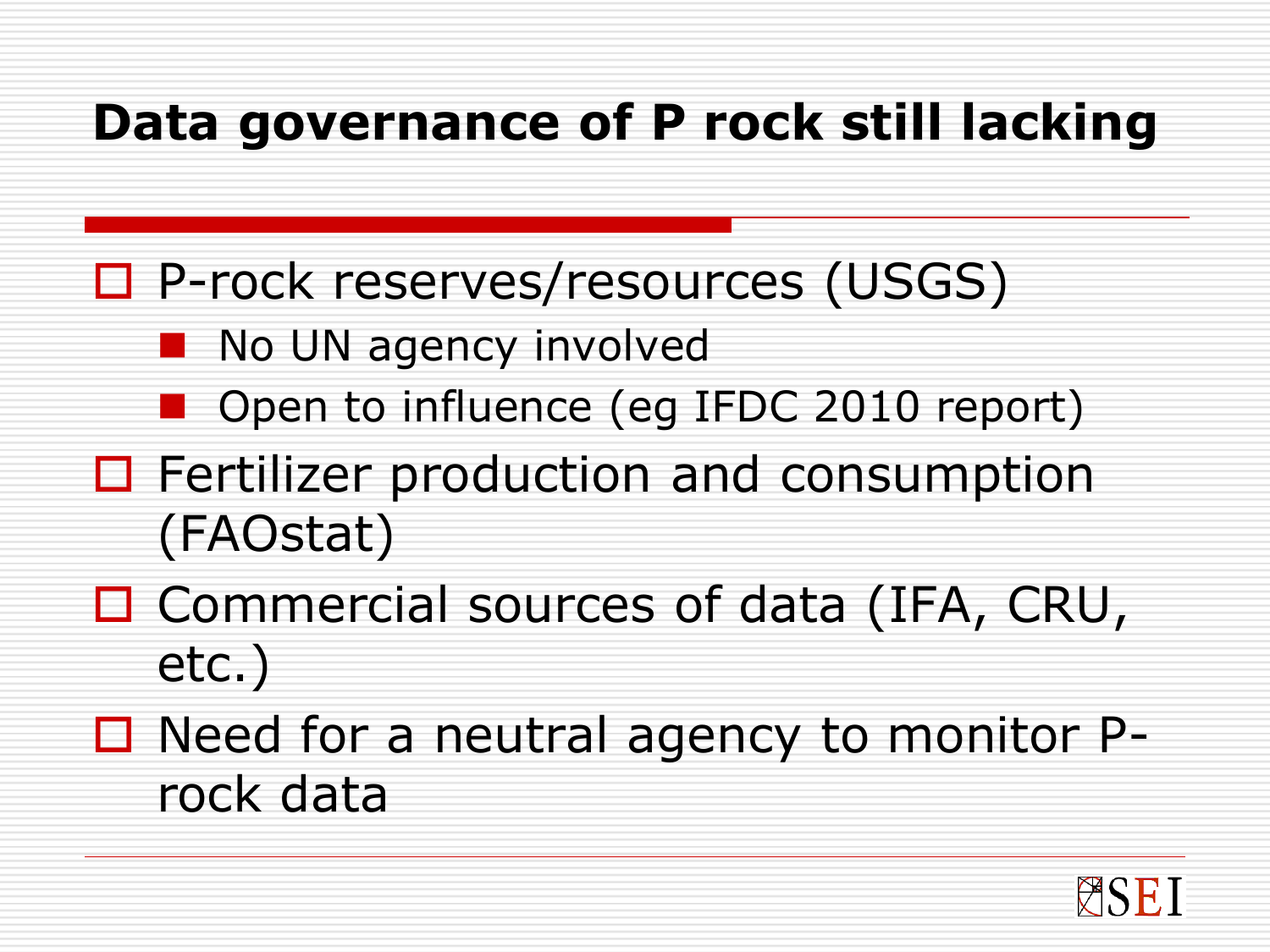# Data governance of P rock still lacking

- P-rock reserves/resources (USGS)
  - No UN agency involved
  - Open to influence (eg IFDC 2010 report)
- Fertilizer production and consumption (FAOstat)
- Commercial sources of data (IFA, CRU, etc.)
- Need for a neutral agency to monitor P-rock data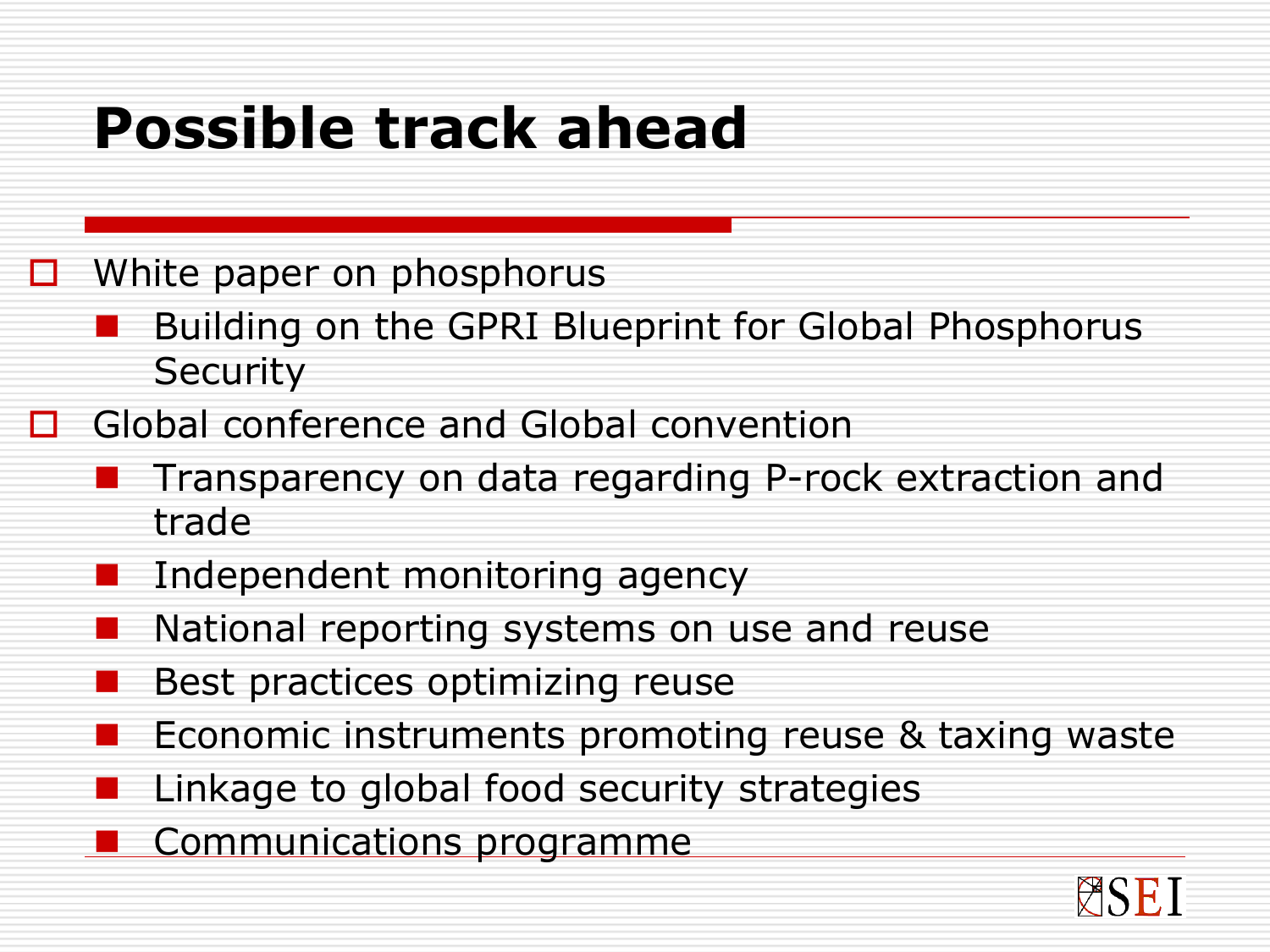# Possible track ahead

- White paper on phosphorus
  - Building on the GPRI Blueprint for Global Phosphorus Security
- Global conference and Global convention
  - Transparency on data regarding P-rock extraction and trade
  - Independent monitoring agency
  - National reporting systems on use and reuse
  - Best practices optimizing reuse
  - Economic instruments promoting reuse & taxing waste
  - Linkage to global food security strategies
  - Communications programme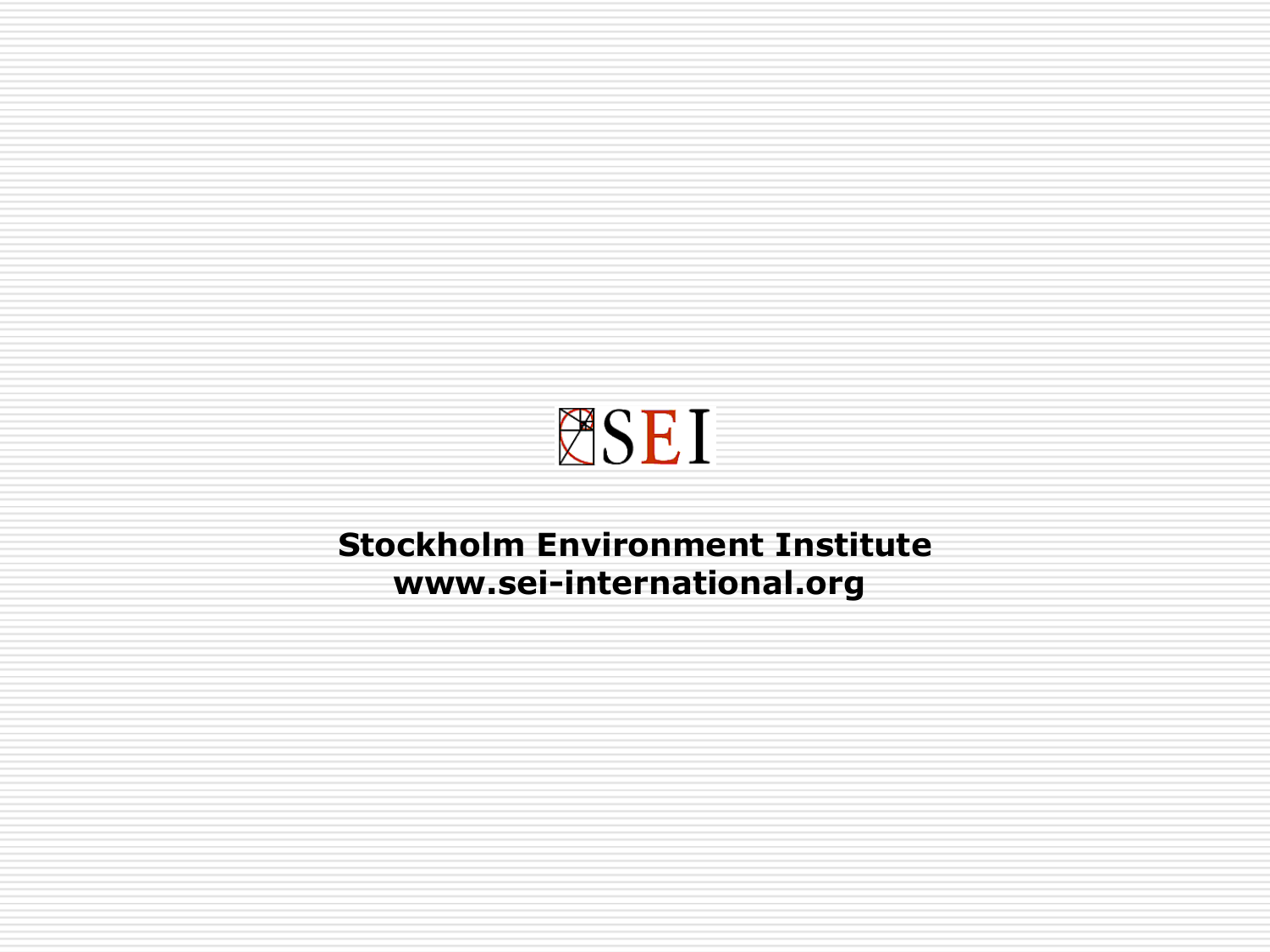SEI

**Stockholm Environment Institute**
**www.sei-international.org**